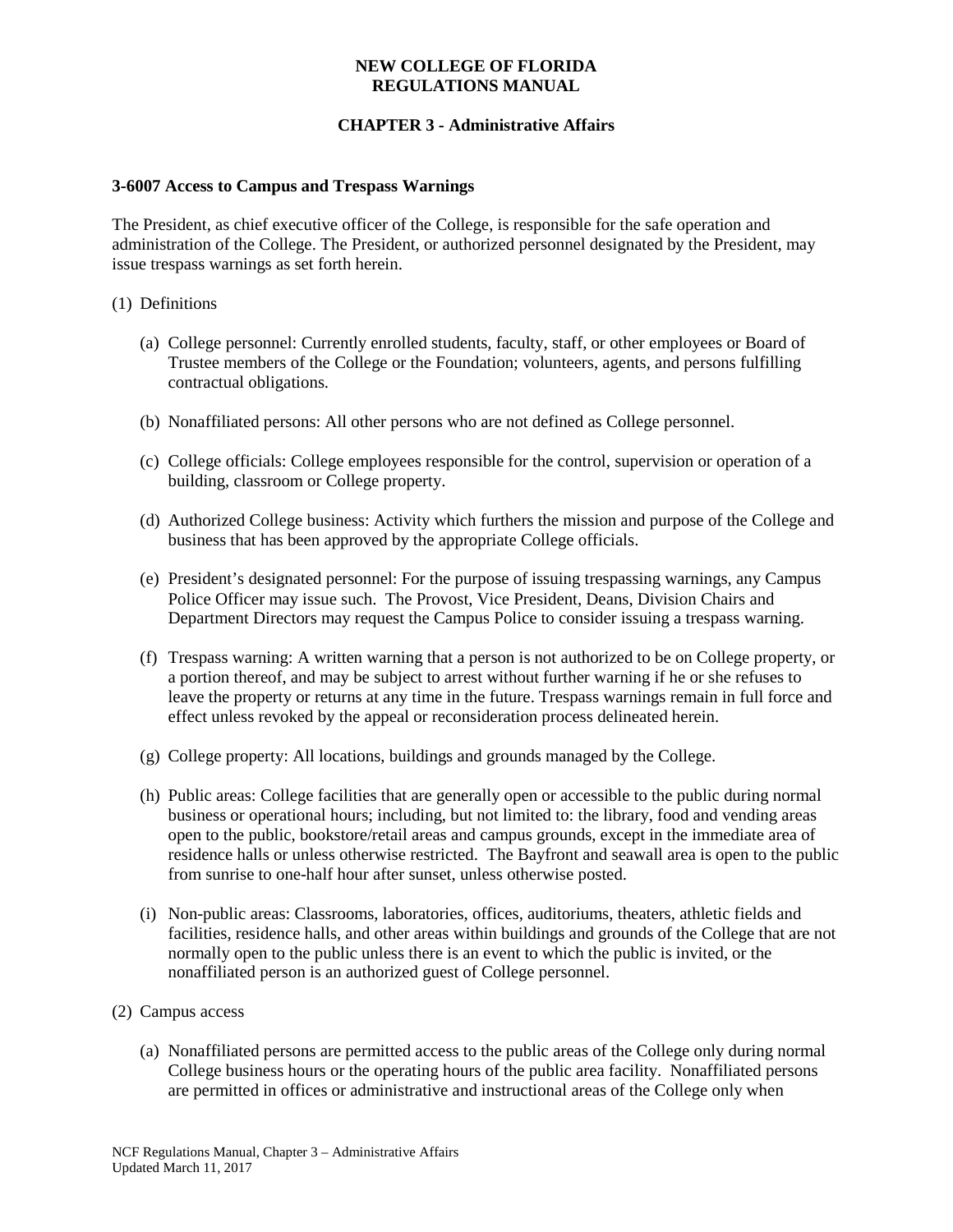**NEW COLLEGE OF FLORIDA**
**REGULATIONS MANUAL**

**CHAPTER 3 - Administrative Affairs**

**3-6007 Access to Campus and Trespass Warnings**

The President, as chief executive officer of the College, is responsible for the safe operation and administration of the College. The President, or authorized personnel designated by the President, may issue trespass warnings as set forth herein.

(1) Definitions

(a) College personnel: Currently enrolled students, faculty, staff, or other employees or Board of Trustee members of the College or the Foundation; volunteers, agents, and persons fulfilling contractual obligations.

(b) Nonaffiliated persons: All other persons who are not defined as College personnel.

(c) College officials: College employees responsible for the control, supervision or operation of a building, classroom or College property.

(d) Authorized College business: Activity which furthers the mission and purpose of the College and business that has been approved by the appropriate College officials.

(e) President's designated personnel: For the purpose of issuing trespassing warnings, any Campus Police Officer may issue such. The Provost, Vice President, Deans, Division Chairs and Department Directors may request the Campus Police to consider issuing a trespass warning.

(f) Trespass warning: A written warning that a person is not authorized to be on College property, or a portion thereof, and may be subject to arrest without further warning if he or she refuses to leave the property or returns at any time in the future. Trespass warnings remain in full force and effect unless revoked by the appeal or reconsideration process delineated herein.

(g) College property: All locations, buildings and grounds managed by the College.

(h) Public areas: College facilities that are generally open or accessible to the public during normal business or operational hours; including, but not limited to: the library, food and vending areas open to the public, bookstore/retail areas and campus grounds, except in the immediate area of residence halls or unless otherwise restricted. The Bayfront and seawall area is open to the public from sunrise to one-half hour after sunset, unless otherwise posted.

(i) Non-public areas: Classrooms, laboratories, offices, auditoriums, theaters, athletic fields and facilities, residence halls, and other areas within buildings and grounds of the College that are not normally open to the public unless there is an event to which the public is invited, or the nonaffiliated person is an authorized guest of College personnel.

(2) Campus access

(a) Nonaffiliated persons are permitted access to the public areas of the College only during normal College business hours or the operating hours of the public area facility. Nonaffiliated persons are permitted in offices or administrative and instructional areas of the College only when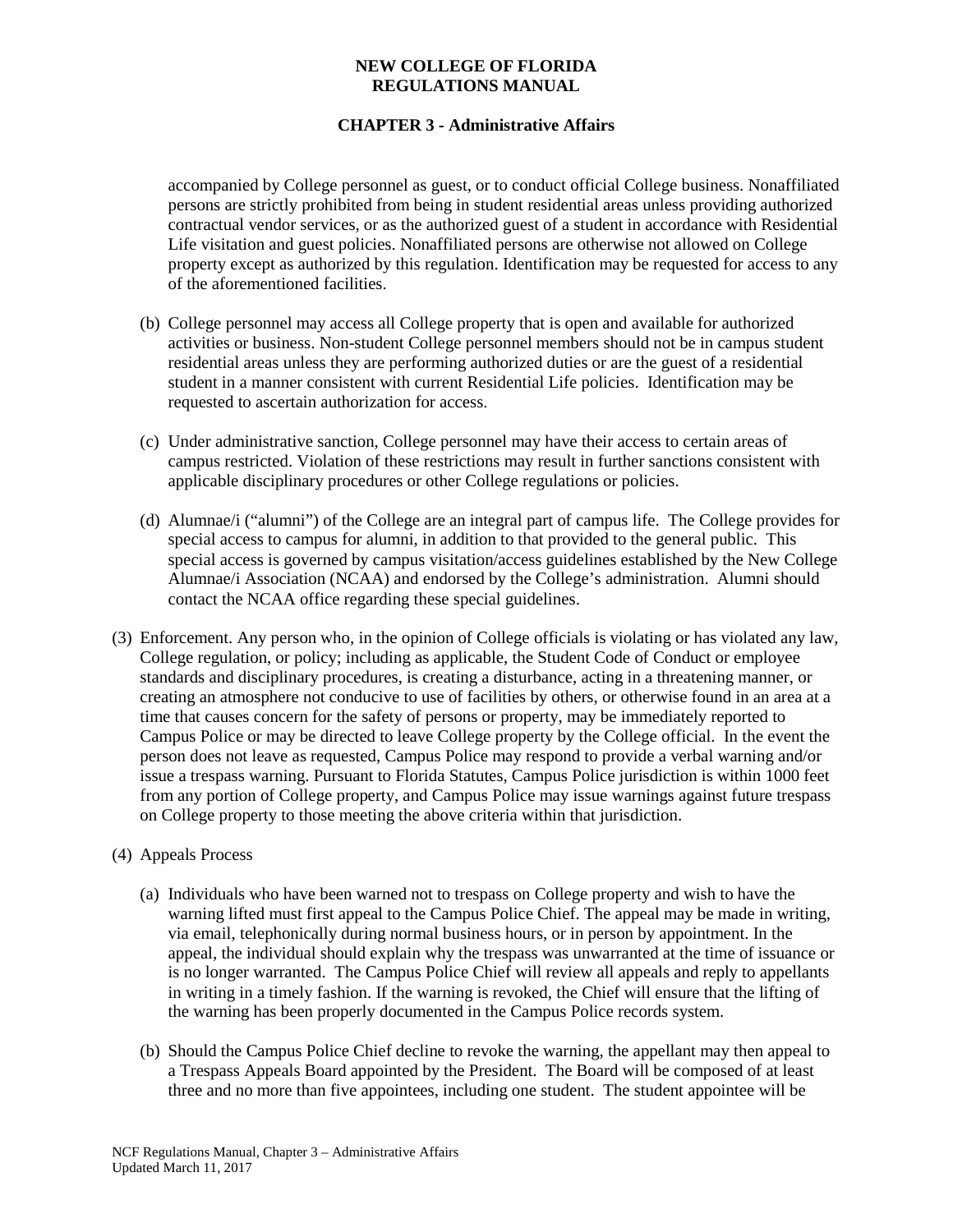accompanied by College personnel as guest, or to conduct official College business. Nonaffiliated persons are strictly prohibited from being in student residential areas unless providing authorized contractual vendor services, or as the authorized guest of a student in accordance with Residential Life visitation and guest policies. Nonaffiliated persons are otherwise not allowed on College property except as authorized by this regulation. Identification may be requested for access to any of the aforementioned facilities.

(b) College personnel may access all College property that is open and available for authorized activities or business. Non-student College personnel members should not be in campus student residential areas unless they are performing authorized duties or are the guest of a residential student in a manner consistent with current Residential Life policies. Identification may be requested to ascertain authorization for access.

(c) Under administrative sanction, College personnel may have their access to certain areas of campus restricted. Violation of these restrictions may result in further sanctions consistent with applicable disciplinary procedures or other College regulations or policies.

(d) Alumnae/i ("alumni") of the College are an integral part of campus life. The College provides for special access to campus for alumni, in addition to that provided to the general public. This special access is governed by campus visitation/access guidelines established by the New College Alumnae/i Association (NCAA) and endorsed by the College's administration. Alumni should contact the NCAA office regarding these special guidelines.

(3) Enforcement. Any person who, in the opinion of College officials is violating or has violated any law, College regulation, or policy; including as applicable, the Student Code of Conduct or employee standards and disciplinary procedures, is creating a disturbance, acting in a threatening manner, or creating an atmosphere not conducive to use of facilities by others, or otherwise found in an area at a time that causes concern for the safety of persons or property, may be immediately reported to Campus Police or may be directed to leave College property by the College official. In the event the person does not leave as requested, Campus Police may respond to provide a verbal warning and/or issue a trespass warning. Pursuant to Florida Statutes, Campus Police jurisdiction is within 1000 feet from any portion of College property, and Campus Police may issue warnings against future trespass on College property to those meeting the above criteria within that jurisdiction.

(4) Appeals Process

(a) Individuals who have been warned not to trespass on College property and wish to have the warning lifted must first appeal to the Campus Police Chief. The appeal may be made in writing, via email, telephonically during normal business hours, or in person by appointment. In the appeal, the individual should explain why the trespass was unwarranted at the time of issuance or is no longer warranted. The Campus Police Chief will review all appeals and reply to appellants in writing in a timely fashion. If the warning is revoked, the Chief will ensure that the lifting of the warning has been properly documented in the Campus Police records system.

(b) Should the Campus Police Chief decline to revoke the warning, the appellant may then appeal to a Trespass Appeals Board appointed by the President. The Board will be composed of at least three and no more than five appointees, including one student. The student appointee will be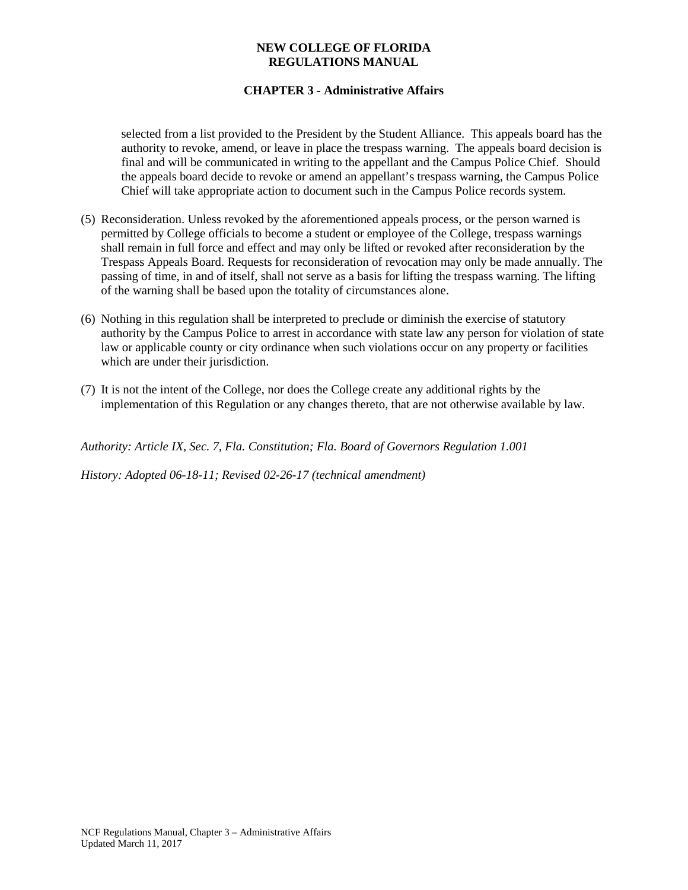selected from a list provided to the President by the Student Alliance. This appeals board has the authority to revoke, amend, or leave in place the trespass warning. The appeals board decision is final and will be communicated in writing to the appellant and the Campus Police Chief. Should the appeals board decide to revoke or amend an appellant's trespass warning, the Campus Police Chief will take appropriate action to document such in the Campus Police records system.

(5) Reconsideration. Unless revoked by the aforementioned appeals process, or the person warned is permitted by College officials to become a student or employee of the College, trespass warnings shall remain in full force and effect and may only be lifted or revoked after reconsideration by the Trespass Appeals Board. Requests for reconsideration of revocation may only be made annually. The passing of time, in and of itself, shall not serve as a basis for lifting the trespass warning. The lifting of the warning shall be based upon the totality of circumstances alone.

(6) Nothing in this regulation shall be interpreted to preclude or diminish the exercise of statutory authority by the Campus Police to arrest in accordance with state law any person for violation of state law or applicable county or city ordinance when such violations occur on any property or facilities which are under their jurisdiction.

(7) It is not the intent of the College, nor does the College create any additional rights by the implementation of this Regulation or any changes thereto, that are not otherwise available by law.

*Authority: Article IX, Sec. 7, Fla. Constitution; Fla. Board of Governors Regulation 1.001*

*History: Adopted 06-18-11; Revised 02-26-17 (technical amendment)*